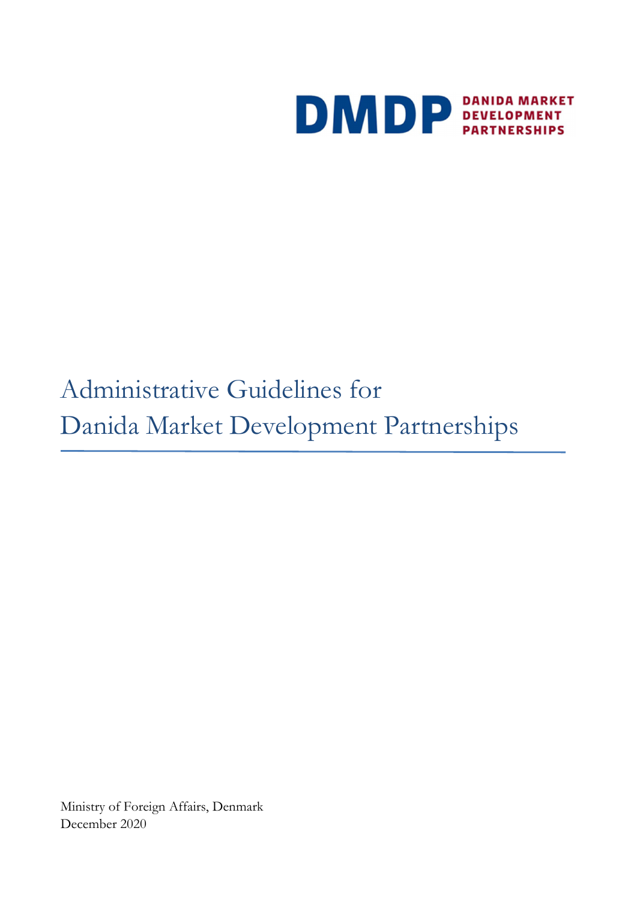DMDP DANIDA MARKET DEVELOPMENT PARTNERSHIPS

# Administrative Guidelines for Danida Market Development Partnerships

Ministry of Foreign Affairs, Denmark
December 2020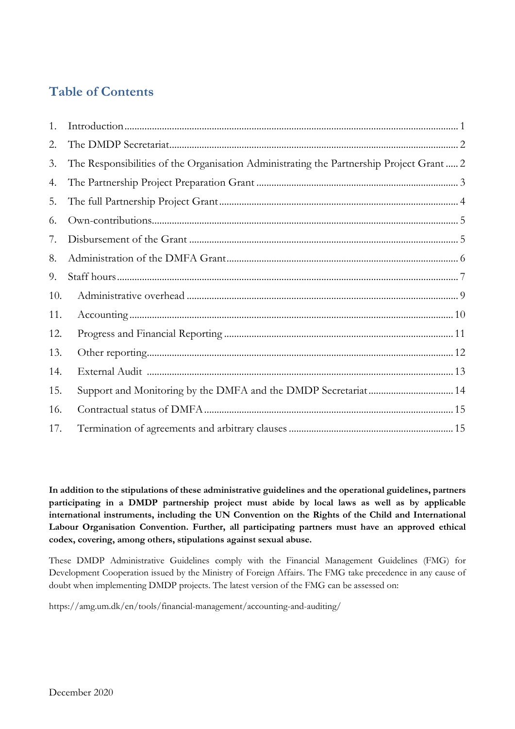## Table of Contents

1. Introduction ..... 1
2. The DMDP Secretariat ..... 2
3. The Responsibilities of the Organisation Administrating the Partnership Project Grant ..... 2
4. The Partnership Project Preparation Grant ..... 3
5. The full Partnership Project Grant ..... 4
6. Own-contributions ..... 5
7. Disbursement of the Grant ..... 5
8. Administration of the DMFA Grant ..... 6
9. Staff hours ..... 7
10. Administrative overhead ..... 9
11. Accounting ..... 10
12. Progress and Financial Reporting ..... 11
13. Other reporting ..... 12
14. External Audit ..... 13
15. Support and Monitoring by the DMFA and the DMDP Secretariat ..... 14
16. Contractual status of DMFA ..... 15
17. Termination of agreements and arbitrary clauses ..... 15

**In addition to the stipulations of these administrative guidelines and the operational guidelines, partners participating in a DMDP partnership project must abide by local laws as well as by applicable international instruments, including the UN Convention on the Rights of the Child and International Labour Organisation Convention. Further, all participating partners must have an approved ethical codex, covering, among others, stipulations against sexual abuse.**

These DMDP Administrative Guidelines comply with the Financial Management Guidelines (FMG) for Development Cooperation issued by the Ministry of Foreign Affairs. The FMG take precedence in any cause of doubt when implementing DMDP projects. The latest version of the FMG can be assessed on:

https://amg.um.dk/en/tools/financial-management/accounting-and-auditing/

December 2020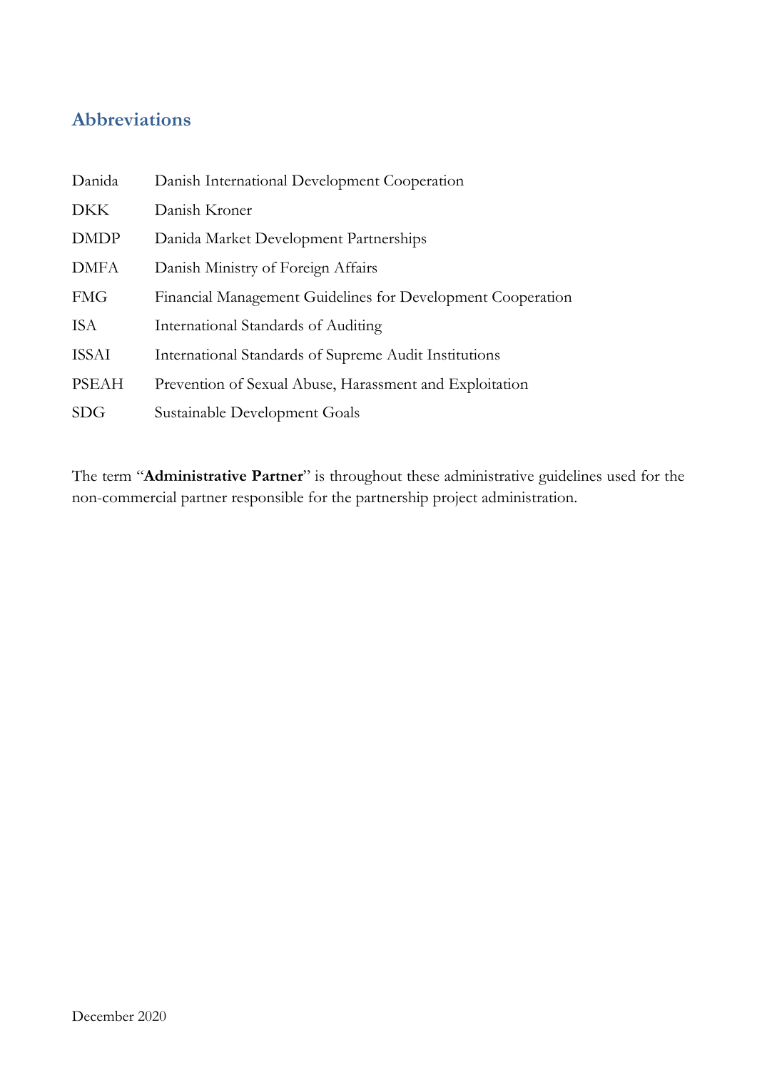## Abbreviations

| | |
|---|---|
| Danida | Danish International Development Cooperation |
| DKK | Danish Kroner |
| DMDP | Danida Market Development Partnerships |
| DMFA | Danish Ministry of Foreign Affairs |
| FMG | Financial Management Guidelines for Development Cooperation |
| ISA | International Standards of Auditing |
| ISSAI | International Standards of Supreme Audit Institutions |
| PSEAH | Prevention of Sexual Abuse, Harassment and Exploitation |
| SDG | Sustainable Development Goals |

The term "**Administrative Partner**" is throughout these administrative guidelines used for the non-commercial partner responsible for the partnership project administration.

December 2020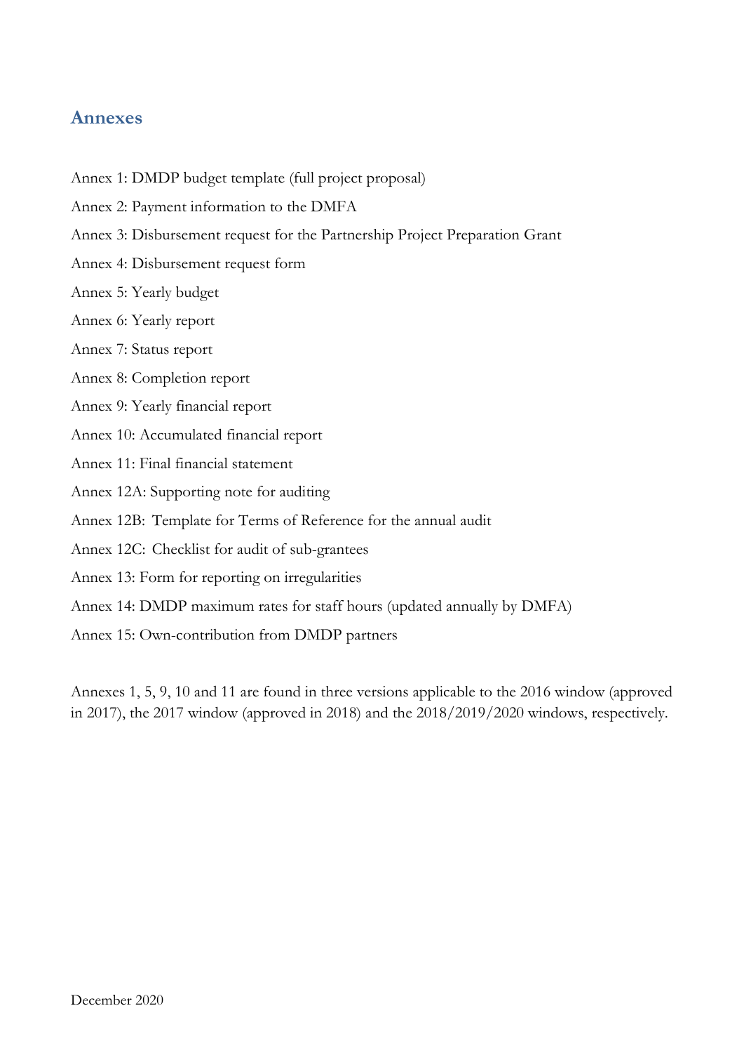## Annexes

Annex 1: DMDP budget template (full project proposal)

Annex 2: Payment information to the DMFA

Annex 3: Disbursement request for the Partnership Project Preparation Grant

Annex 4: Disbursement request form

Annex 5: Yearly budget

Annex 6: Yearly report

Annex 7: Status report

Annex 8: Completion report

Annex 9: Yearly financial report

Annex 10: Accumulated financial report

Annex 11: Final financial statement

Annex 12A: Supporting note for auditing

Annex 12B: Template for Terms of Reference for the annual audit

Annex 12C: Checklist for audit of sub-grantees

Annex 13: Form for reporting on irregularities

Annex 14: DMDP maximum rates for staff hours (updated annually by DMFA)

Annex 15: Own-contribution from DMDP partners

Annexes 1, 5, 9, 10 and 11 are found in three versions applicable to the 2016 window (approved in 2017), the 2017 window (approved in 2018) and the 2018/2019/2020 windows, respectively.

December 2020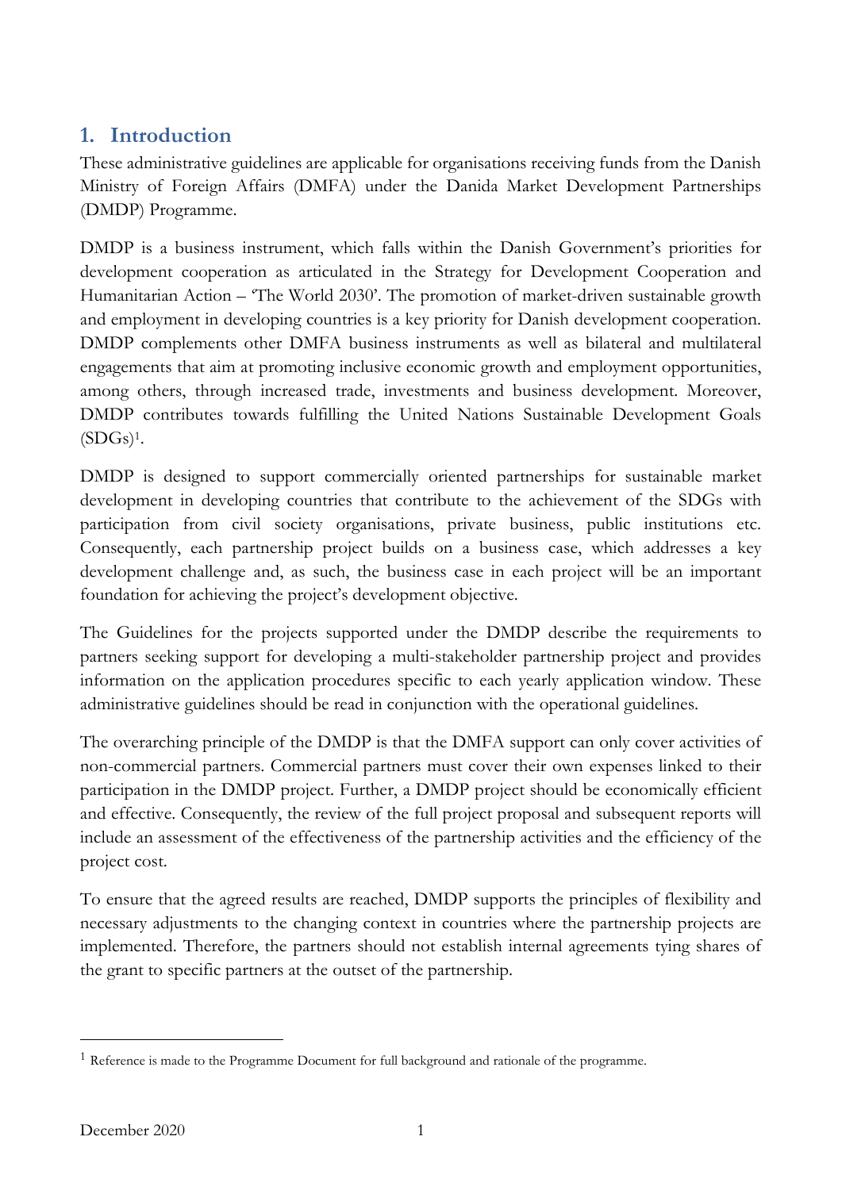## 1. Introduction

These administrative guidelines are applicable for organisations receiving funds from the Danish Ministry of Foreign Affairs (DMFA) under the Danida Market Development Partnerships (DMDP) Programme.

DMDP is a business instrument, which falls within the Danish Government's priorities for development cooperation as articulated in the Strategy for Development Cooperation and Humanitarian Action – 'The World 2030'. The promotion of market-driven sustainable growth and employment in developing countries is a key priority for Danish development cooperation. DMDP complements other DMFA business instruments as well as bilateral and multilateral engagements that aim at promoting inclusive economic growth and employment opportunities, among others, through increased trade, investments and business development. Moreover, DMDP contributes towards fulfilling the United Nations Sustainable Development Goals (SDGs)[1].

DMDP is designed to support commercially oriented partnerships for sustainable market development in developing countries that contribute to the achievement of the SDGs with participation from civil society organisations, private business, public institutions etc. Consequently, each partnership project builds on a business case, which addresses a key development challenge and, as such, the business case in each project will be an important foundation for achieving the project's development objective.

The Guidelines for the projects supported under the DMDP describe the requirements to partners seeking support for developing a multi-stakeholder partnership project and provides information on the application procedures specific to each yearly application window. These administrative guidelines should be read in conjunction with the operational guidelines.

The overarching principle of the DMDP is that the DMFA support can only cover activities of non-commercial partners. Commercial partners must cover their own expenses linked to their participation in the DMDP project. Further, a DMDP project should be economically efficient and effective. Consequently, the review of the full project proposal and subsequent reports will include an assessment of the effectiveness of the partnership activities and the efficiency of the project cost.

To ensure that the agreed results are reached, DMDP supports the principles of flexibility and necessary adjustments to the changing context in countries where the partnership projects are implemented. Therefore, the partners should not establish internal agreements tying shares of the grant to specific partners at the outset of the partnership.

---

[1] Reference is made to the Programme Document for full background and rationale of the programme.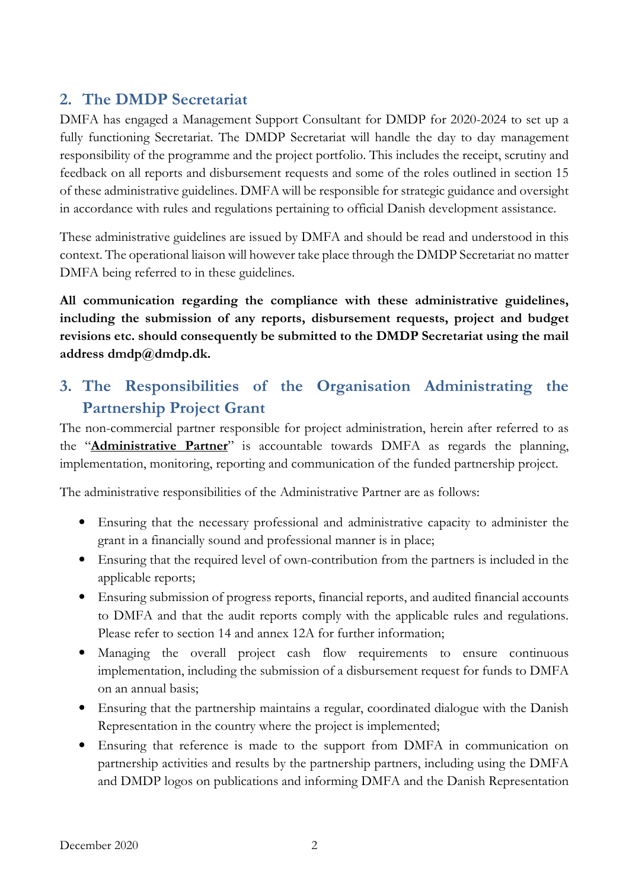## 2. The DMDP Secretariat

DMFA has engaged a Management Support Consultant for DMDP for 2020-2024 to set up a fully functioning Secretariat. The DMDP Secretariat will handle the day to day management responsibility of the programme and the project portfolio. This includes the receipt, scrutiny and feedback on all reports and disbursement requests and some of the roles outlined in section 15 of these administrative guidelines. DMFA will be responsible for strategic guidance and oversight in accordance with rules and regulations pertaining to official Danish development assistance.

These administrative guidelines are issued by DMFA and should be read and understood in this context. The operational liaison will however take place through the DMDP Secretariat no matter DMFA being referred to in these guidelines.

**All communication regarding the compliance with these administrative guidelines, including the submission of any reports, disbursement requests, project and budget revisions etc. should consequently be submitted to the DMDP Secretariat using the mail address dmdp@dmdp.dk.**

## 3. The Responsibilities of the Organisation Administrating the Partnership Project Grant

The non-commercial partner responsible for project administration, herein after referred to as the "**Administrative Partner**" is accountable towards DMFA as regards the planning, implementation, monitoring, reporting and communication of the funded partnership project.

The administrative responsibilities of the Administrative Partner are as follows:

- Ensuring that the necessary professional and administrative capacity to administer the grant in a financially sound and professional manner is in place;
- Ensuring that the required level of own-contribution from the partners is included in the applicable reports;
- Ensuring submission of progress reports, financial reports, and audited financial accounts to DMFA and that the audit reports comply with the applicable rules and regulations. Please refer to section 14 and annex 12A for further information;
- Managing the overall project cash flow requirements to ensure continuous implementation, including the submission of a disbursement request for funds to DMFA on an annual basis;
- Ensuring that the partnership maintains a regular, coordinated dialogue with the Danish Representation in the country where the project is implemented;
- Ensuring that reference is made to the support from DMFA in communication on partnership activities and results by the partnership partners, including using the DMFA and DMDP logos on publications and informing DMFA and the Danish Representation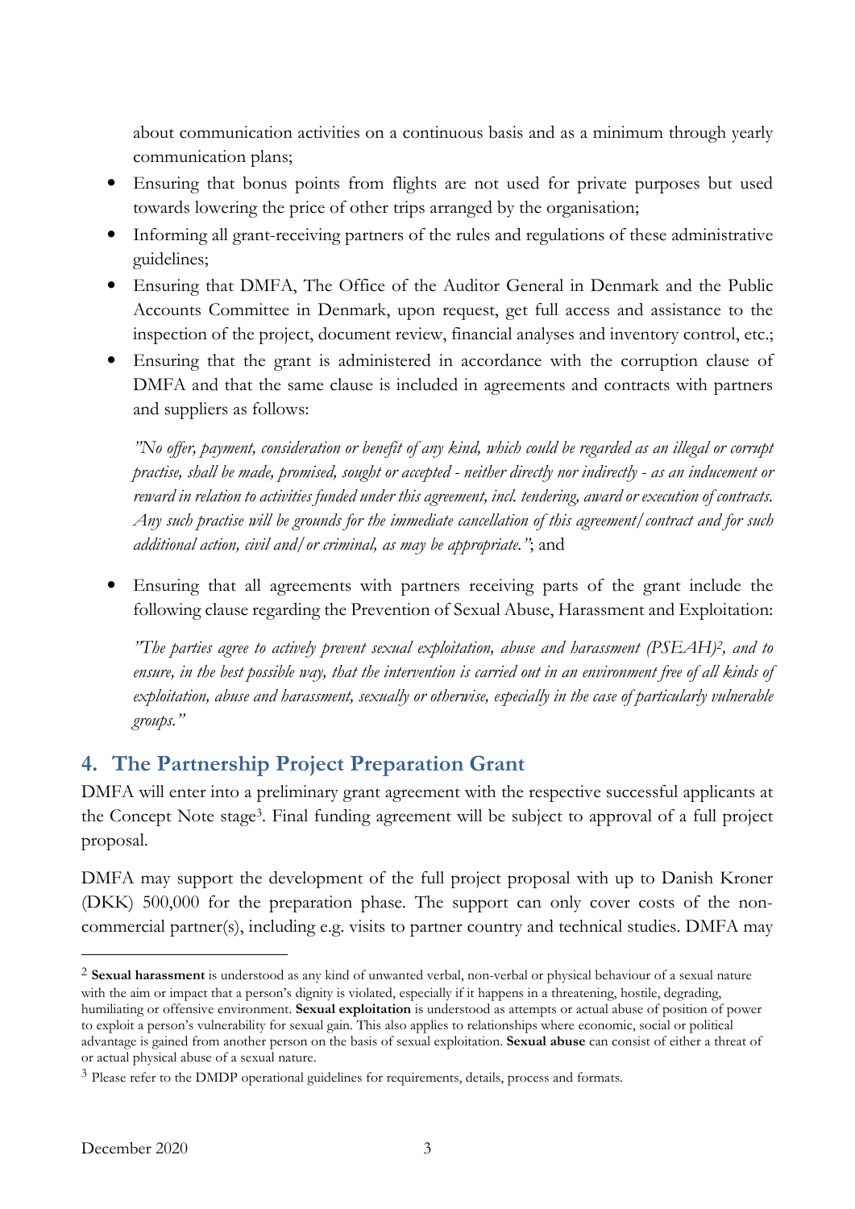about communication activities on a continuous basis and as a minimum through yearly communication plans;

- Ensuring that bonus points from flights are not used for private purposes but used towards lowering the price of other trips arranged by the organisation;
- Informing all grant-receiving partners of the rules and regulations of these administrative guidelines;
- Ensuring that DMFA, The Office of the Auditor General in Denmark and the Public Accounts Committee in Denmark, upon request, get full access and assistance to the inspection of the project, document review, financial analyses and inventory control, etc.;
- Ensuring that the grant is administered in accordance with the corruption clause of DMFA and that the same clause is included in agreements and contracts with partners and suppliers as follows:

  *"No offer, payment, consideration or benefit of any kind, which could be regarded as an illegal or corrupt practise, shall be made, promised, sought or accepted - neither directly nor indirectly - as an inducement or reward in relation to activities funded under this agreement, incl. tendering, award or execution of contracts. Any such practise will be grounds for the immediate cancellation of this agreement/contract and for such additional action, civil and/or criminal, as may be appropriate."*; and

- Ensuring that all agreements with partners receiving parts of the grant include the following clause regarding the Prevention of Sexual Abuse, Harassment and Exploitation:

  *"The parties agree to actively prevent sexual exploitation, abuse and harassment (PSEAH)[2], and to ensure, in the best possible way, that the intervention is carried out in an environment free of all kinds of exploitation, abuse and harassment, sexually or otherwise, especially in the case of particularly vulnerable groups."*

## 4. The Partnership Project Preparation Grant

DMFA will enter into a preliminary grant agreement with the respective successful applicants at the Concept Note stage[3]. Final funding agreement will be subject to approval of a full project proposal.

DMFA may support the development of the full project proposal with up to Danish Kroner (DKK) 500,000 for the preparation phase. The support can only cover costs of the non-commercial partner(s), including e.g. visits to partner country and technical studies. DMFA may

---

[2] **Sexual harassment** is understood as any kind of unwanted verbal, non-verbal or physical behaviour of a sexual nature with the aim or impact that a person's dignity is violated, especially if it happens in a threatening, hostile, degrading, humiliating or offensive environment. **Sexual exploitation** is understood as attempts or actual abuse of position of power to exploit a person's vulnerability for sexual gain. This also applies to relationships where economic, social or political advantage is gained from another person on the basis of sexual exploitation. **Sexual abuse** can consist of either a threat of or actual physical abuse of a sexual nature.

[3] Please refer to the DMDP operational guidelines for requirements, details, process and formats.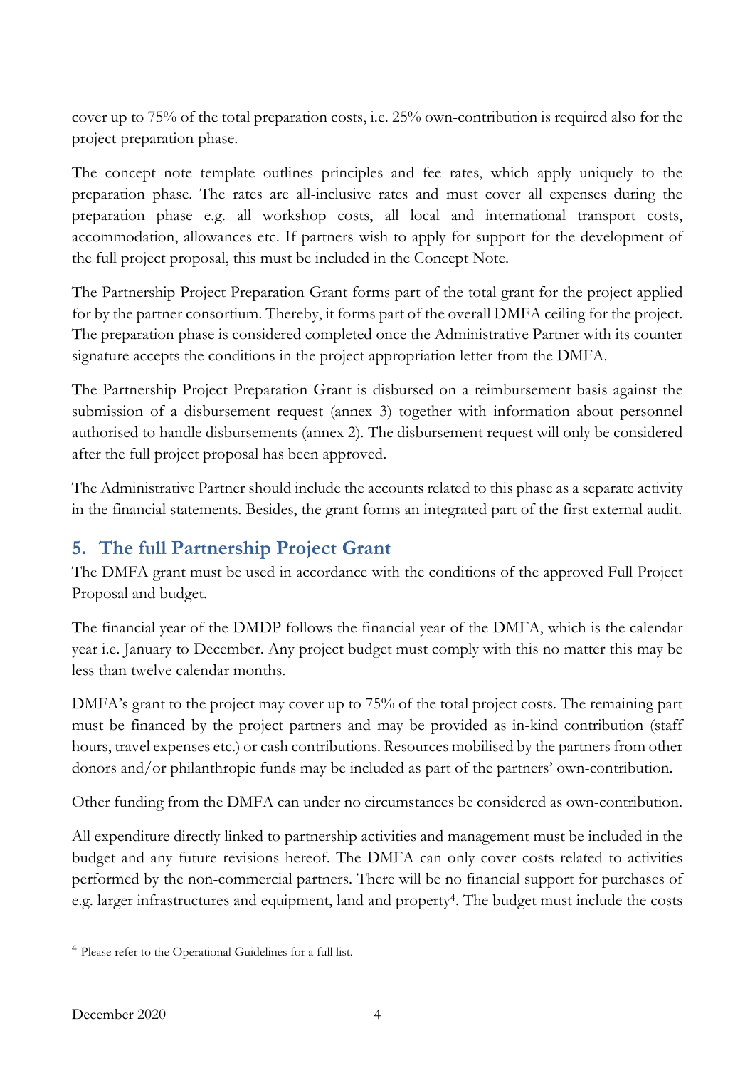cover up to 75% of the total preparation costs, i.e. 25% own-contribution is required also for the project preparation phase.

The concept note template outlines principles and fee rates, which apply uniquely to the preparation phase. The rates are all-inclusive rates and must cover all expenses during the preparation phase e.g. all workshop costs, all local and international transport costs, accommodation, allowances etc. If partners wish to apply for support for the development of the full project proposal, this must be included in the Concept Note.

The Partnership Project Preparation Grant forms part of the total grant for the project applied for by the partner consortium. Thereby, it forms part of the overall DMFA ceiling for the project. The preparation phase is considered completed once the Administrative Partner with its counter signature accepts the conditions in the project appropriation letter from the DMFA.

The Partnership Project Preparation Grant is disbursed on a reimbursement basis against the submission of a disbursement request (annex 3) together with information about personnel authorised to handle disbursements (annex 2). The disbursement request will only be considered after the full project proposal has been approved.

The Administrative Partner should include the accounts related to this phase as a separate activity in the financial statements. Besides, the grant forms an integrated part of the first external audit.

## 5. The full Partnership Project Grant

The DMFA grant must be used in accordance with the conditions of the approved Full Project Proposal and budget.

The financial year of the DMDP follows the financial year of the DMFA, which is the calendar year i.e. January to December. Any project budget must comply with this no matter this may be less than twelve calendar months.

DMFA's grant to the project may cover up to 75% of the total project costs. The remaining part must be financed by the project partners and may be provided as in-kind contribution (staff hours, travel expenses etc.) or cash contributions. Resources mobilised by the partners from other donors and/or philanthropic funds may be included as part of the partners' own-contribution.

Other funding from the DMFA can under no circumstances be considered as own-contribution.

All expenditure directly linked to partnership activities and management must be included in the budget and any future revisions hereof. The DMFA can only cover costs related to activities performed by the non-commercial partners. There will be no financial support for purchases of e.g. larger infrastructures and equipment, land and property[4]. The budget must include the costs

[4] Please refer to the Operational Guidelines for a full list.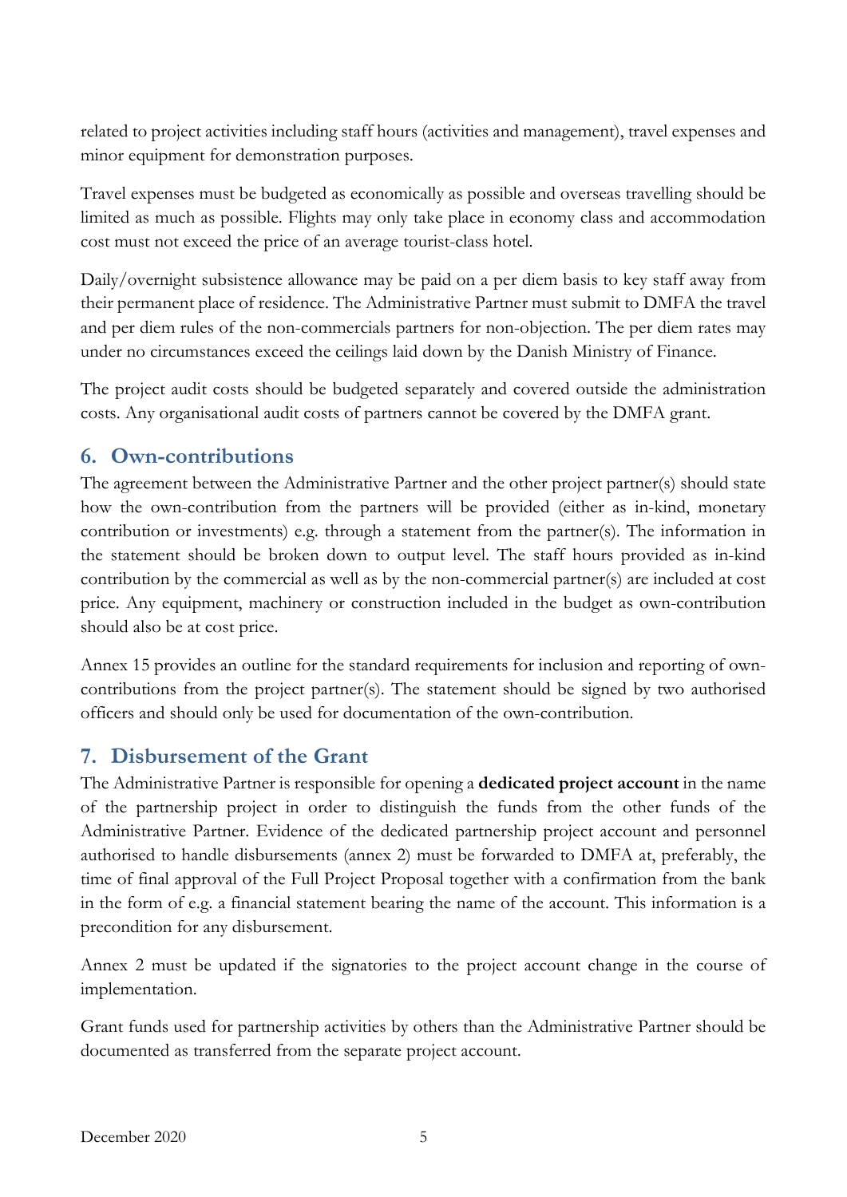related to project activities including staff hours (activities and management), travel expenses and minor equipment for demonstration purposes.

Travel expenses must be budgeted as economically as possible and overseas travelling should be limited as much as possible. Flights may only take place in economy class and accommodation cost must not exceed the price of an average tourist-class hotel.

Daily/overnight subsistence allowance may be paid on a per diem basis to key staff away from their permanent place of residence. The Administrative Partner must submit to DMFA the travel and per diem rules of the non-commercials partners for non-objection. The per diem rates may under no circumstances exceed the ceilings laid down by the Danish Ministry of Finance.

The project audit costs should be budgeted separately and covered outside the administration costs. Any organisational audit costs of partners cannot be covered by the DMFA grant.

## 6. Own-contributions

The agreement between the Administrative Partner and the other project partner(s) should state how the own-contribution from the partners will be provided (either as in-kind, monetary contribution or investments) e.g. through a statement from the partner(s). The information in the statement should be broken down to output level. The staff hours provided as in-kind contribution by the commercial as well as by the non-commercial partner(s) are included at cost price. Any equipment, machinery or construction included in the budget as own-contribution should also be at cost price.

Annex 15 provides an outline for the standard requirements for inclusion and reporting of own-contributions from the project partner(s). The statement should be signed by two authorised officers and should only be used for documentation of the own-contribution.

## 7. Disbursement of the Grant

The Administrative Partner is responsible for opening a **dedicated project account** in the name of the partnership project in order to distinguish the funds from the other funds of the Administrative Partner. Evidence of the dedicated partnership project account and personnel authorised to handle disbursements (annex 2) must be forwarded to DMFA at, preferably, the time of final approval of the Full Project Proposal together with a confirmation from the bank in the form of e.g. a financial statement bearing the name of the account. This information is a precondition for any disbursement.

Annex 2 must be updated if the signatories to the project account change in the course of implementation.

Grant funds used for partnership activities by others than the Administrative Partner should be documented as transferred from the separate project account.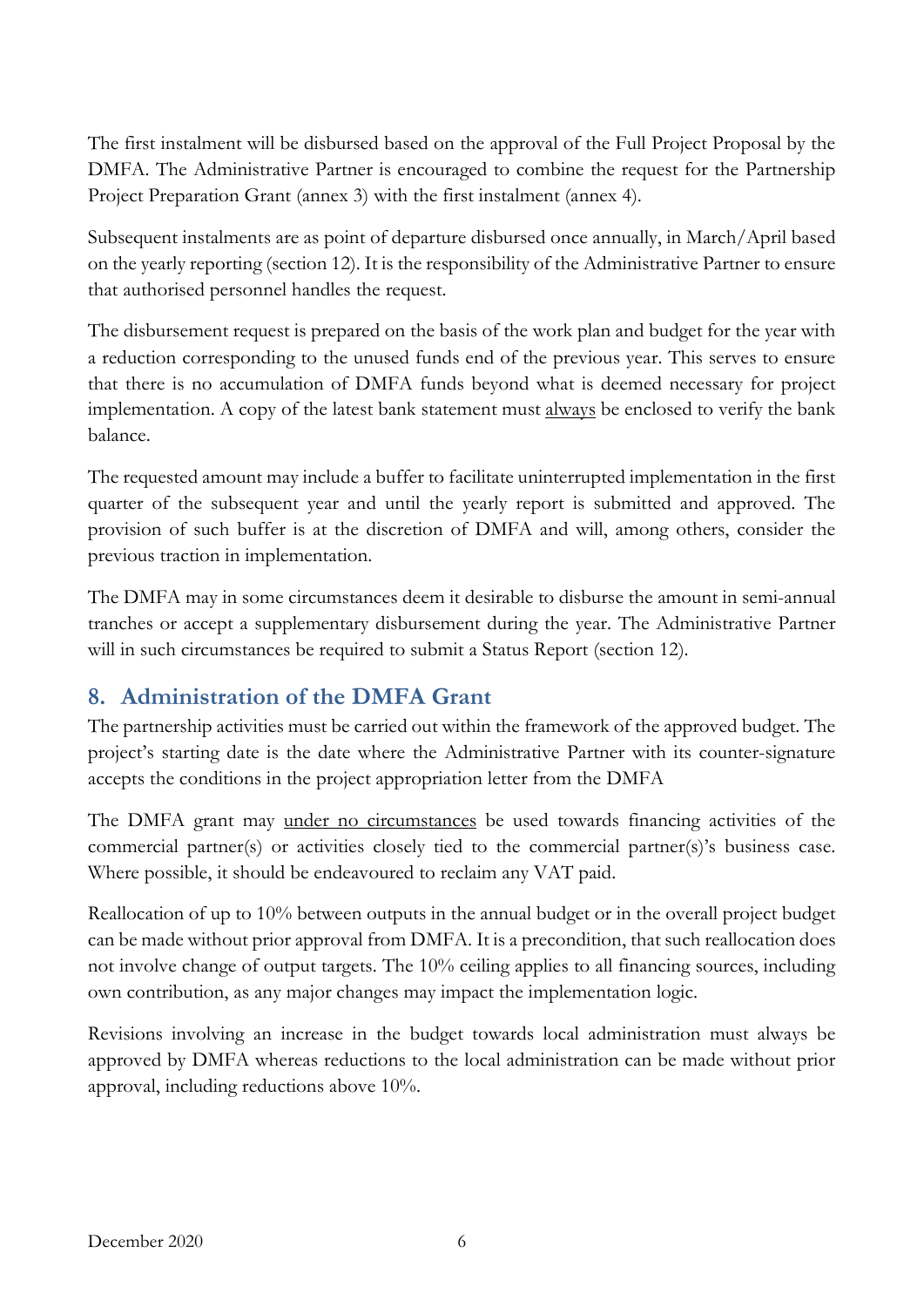The first instalment will be disbursed based on the approval of the Full Project Proposal by the DMFA. The Administrative Partner is encouraged to combine the request for the Partnership Project Preparation Grant (annex 3) with the first instalment (annex 4).

Subsequent instalments are as point of departure disbursed once annually, in March/April based on the yearly reporting (section 12). It is the responsibility of the Administrative Partner to ensure that authorised personnel handles the request.

The disbursement request is prepared on the basis of the work plan and budget for the year with a reduction corresponding to the unused funds end of the previous year. This serves to ensure that there is no accumulation of DMFA funds beyond what is deemed necessary for project implementation. A copy of the latest bank statement must <u>always</u> be enclosed to verify the bank balance.

The requested amount may include a buffer to facilitate uninterrupted implementation in the first quarter of the subsequent year and until the yearly report is submitted and approved. The provision of such buffer is at the discretion of DMFA and will, among others, consider the previous traction in implementation.

The DMFA may in some circumstances deem it desirable to disburse the amount in semi-annual tranches or accept a supplementary disbursement during the year. The Administrative Partner will in such circumstances be required to submit a Status Report (section 12).

## 8. Administration of the DMFA Grant

The partnership activities must be carried out within the framework of the approved budget. The project's starting date is the date where the Administrative Partner with its counter-signature accepts the conditions in the project appropriation letter from the DMFA

The DMFA grant may <u>under no circumstances</u> be used towards financing activities of the commercial partner(s) or activities closely tied to the commercial partner(s)'s business case. Where possible, it should be endeavoured to reclaim any VAT paid.

Reallocation of up to 10% between outputs in the annual budget or in the overall project budget can be made without prior approval from DMFA. It is a precondition, that such reallocation does not involve change of output targets. The 10% ceiling applies to all financing sources, including own contribution, as any major changes may impact the implementation logic.

Revisions involving an increase in the budget towards local administration must always be approved by DMFA whereas reductions to the local administration can be made without prior approval, including reductions above 10%.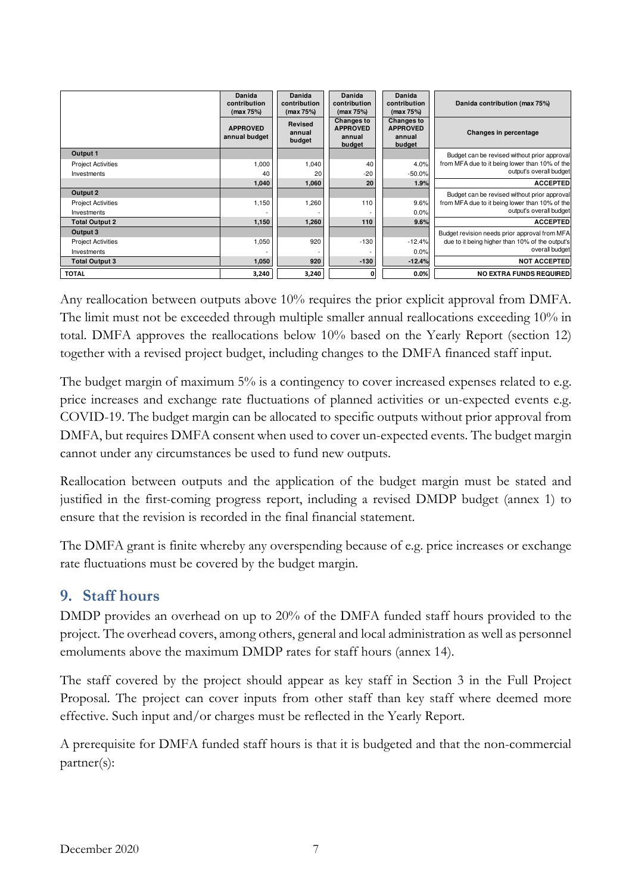| | Danida contribution (max 75%) | Danida contribution (max 75%) | Danida contribution (max 75%) | Danida contribution (max 75%) | Danida contribution (max 75%) |
|---|---|---|---|---|---|
| | APPROVED annual budget | Revised annual budget | Changes to APPROVED annual budget | Changes to APPROVED annual budget | Changes in percentage |
| **Output 1** | | | | | Budget can be revised without prior approval from MFA due to it being lower than 10% of the output's overall budget |
| Project Activities | 1,000 | 1,040 | 40 | 4.0% | |
| Investments | 40 | 20 | -20 | -50.0% | |
| | **1,040** | **1,060** | **20** | **1.9%** | **ACCEPTED** |
| **Output 2** | | | | | Budget can be revised without prior approval from MFA due to it being lower than 10% of the output's overall budget |
| Project Activities | 1,150 | 1,260 | 110 | 9.6% | |
| Investments | - | - | - | 0.0% | |
| **Total Output 2** | **1,150** | **1,260** | **110** | **9.6%** | **ACCEPTED** |
| **Output 3** | | | | | Budget revision needs prior approval from MFA due to it being higher than 10% of the output's overall budget |
| Project Activities | 1,050 | 920 | -130 | -12.4% | |
| Investments | - | - | - | 0.0% | |
| **Total Output 3** | **1,050** | **920** | **-130** | **-12.4%** | **NOT ACCEPTED** |
| **TOTAL** | **3,240** | **3,240** | **0** | **0.0%** | **NO EXTRA FUNDS REQUIRED** |

Any reallocation between outputs above 10% requires the prior explicit approval from DMFA. The limit must not be exceeded through multiple smaller annual reallocations exceeding 10% in total. DMFA approves the reallocations below 10% based on the Yearly Report (section 12) together with a revised project budget, including changes to the DMFA financed staff input.

The budget margin of maximum 5% is a contingency to cover increased expenses related to e.g. price increases and exchange rate fluctuations of planned activities or un-expected events e.g. COVID-19. The budget margin can be allocated to specific outputs without prior approval from DMFA, but requires DMFA consent when used to cover un-expected events. The budget margin cannot under any circumstances be used to fund new outputs.

Reallocation between outputs and the application of the budget margin must be stated and justified in the first-coming progress report, including a revised DMDP budget (annex 1) to ensure that the revision is recorded in the final financial statement.

The DMFA grant is finite whereby any overspending because of e.g. price increases or exchange rate fluctuations must be covered by the budget margin.

## 9. Staff hours

DMDP provides an overhead on up to 20% of the DMFA funded staff hours provided to the project. The overhead covers, among others, general and local administration as well as personnel emoluments above the maximum DMDP rates for staff hours (annex 14).

The staff covered by the project should appear as key staff in Section 3 in the Full Project Proposal. The project can cover inputs from other staff than key staff where deemed more effective. Such input and/or charges must be reflected in the Yearly Report.

A prerequisite for DMFA funded staff hours is that it is budgeted and that the non-commercial partner(s):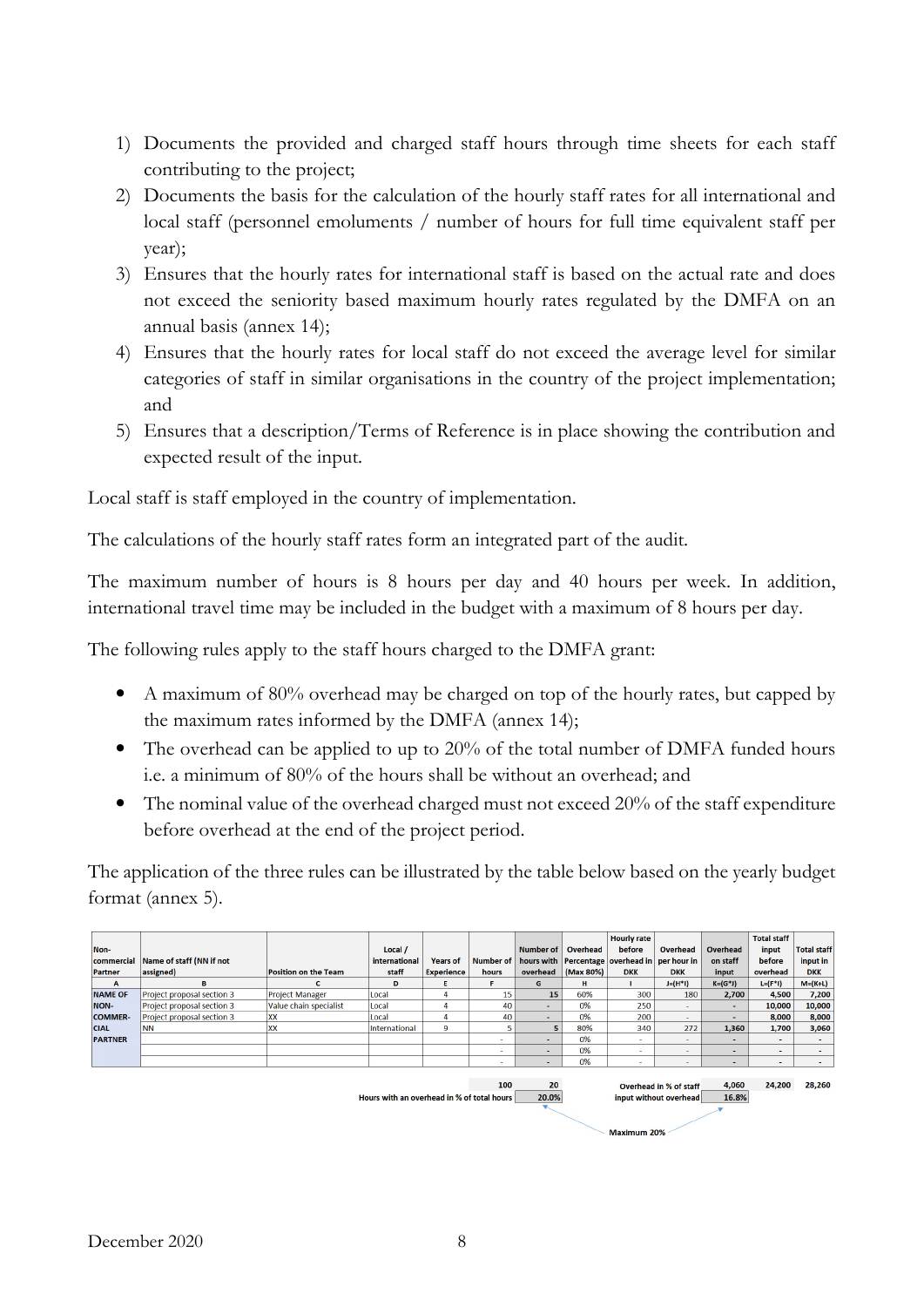1) Documents the provided and charged staff hours through time sheets for each staff contributing to the project;
2) Documents the basis for the calculation of the hourly staff rates for all international and local staff (personnel emoluments / number of hours for full time equivalent staff per year);
3) Ensures that the hourly rates for international staff is based on the actual rate and does not exceed the seniority based maximum hourly rates regulated by the DMFA on an annual basis (annex 14);
4) Ensures that the hourly rates for local staff do not exceed the average level for similar categories of staff in similar organisations in the country of the project implementation; and
5) Ensures that a description/Terms of Reference is in place showing the contribution and expected result of the input.

Local staff is staff employed in the country of implementation.

The calculations of the hourly staff rates form an integrated part of the audit.

The maximum number of hours is 8 hours per day and 40 hours per week. In addition, international travel time may be included in the budget with a maximum of 8 hours per day.

The following rules apply to the staff hours charged to the DMFA grant:

- A maximum of 80% overhead may be charged on top of the hourly rates, but capped by the maximum rates informed by the DMFA (annex 14);
- The overhead can be applied to up to 20% of the total number of DMFA funded hours i.e. a minimum of 80% of the hours shall be without an overhead; and
- The nominal value of the overhead charged must not exceed 20% of the staff expenditure before overhead at the end of the project period.

The application of the three rules can be illustrated by the table below based on the yearly budget format (annex 5).

| Non-commercial Partner | Name of staff (NN if not assigned) | Position on the Team | Local / international staff | Years of Experience | Number of hours | Number of hours with overhead | Overhead Percentage (Max 80%) | Hourly rate before overhead in DKK | Overhead per hour in DKK | Overhead on staff input | Total staff input before overhead | Total staff input in DKK |
|---|---|---|---|---|---|---|---|---|---|---|---|---|
| A | B | C | D | E | F | G | H | I | J=(H*I) | K=(G*J) | L=(F*I) | M=(K+L) |
| NAME OF NON-COMMER-CIAL PARTNER | Project proposal section 3 | Project Manager | Local | 4 | 15 | 15 | 60% | 300 | 180 | 2,700 | 4,500 | 7,200 |
| | Project proposal section 3 | Value chain specialist | Local | 4 | 40 | - | 0% | 250 | - | - | 10,000 | 10,000 |
| | Project proposal section 3 | XX | Local | 4 | 40 | - | 0% | 200 | - | - | 8,000 | 8,000 |
| | NN | XX | International | 9 | 5 | 5 | 80% | 340 | 272 | 1,360 | 1,700 | 3,060 |
| | | | | | - | - | 0% | - | - | - | - | - |
| | | | | | - | - | 0% | - | - | - | - | - |
| | | | | | - | - | 0% | - | - | - | - | - |
| | | | | | 100 | 20 | | | Overhead in % of staff input without overhead | 4,060 | 24,200 | 28,260 |
| | | | | Hours with an overhead in % of total hours | | 20.0% | | | | 16.8% | | |

Maximum 20%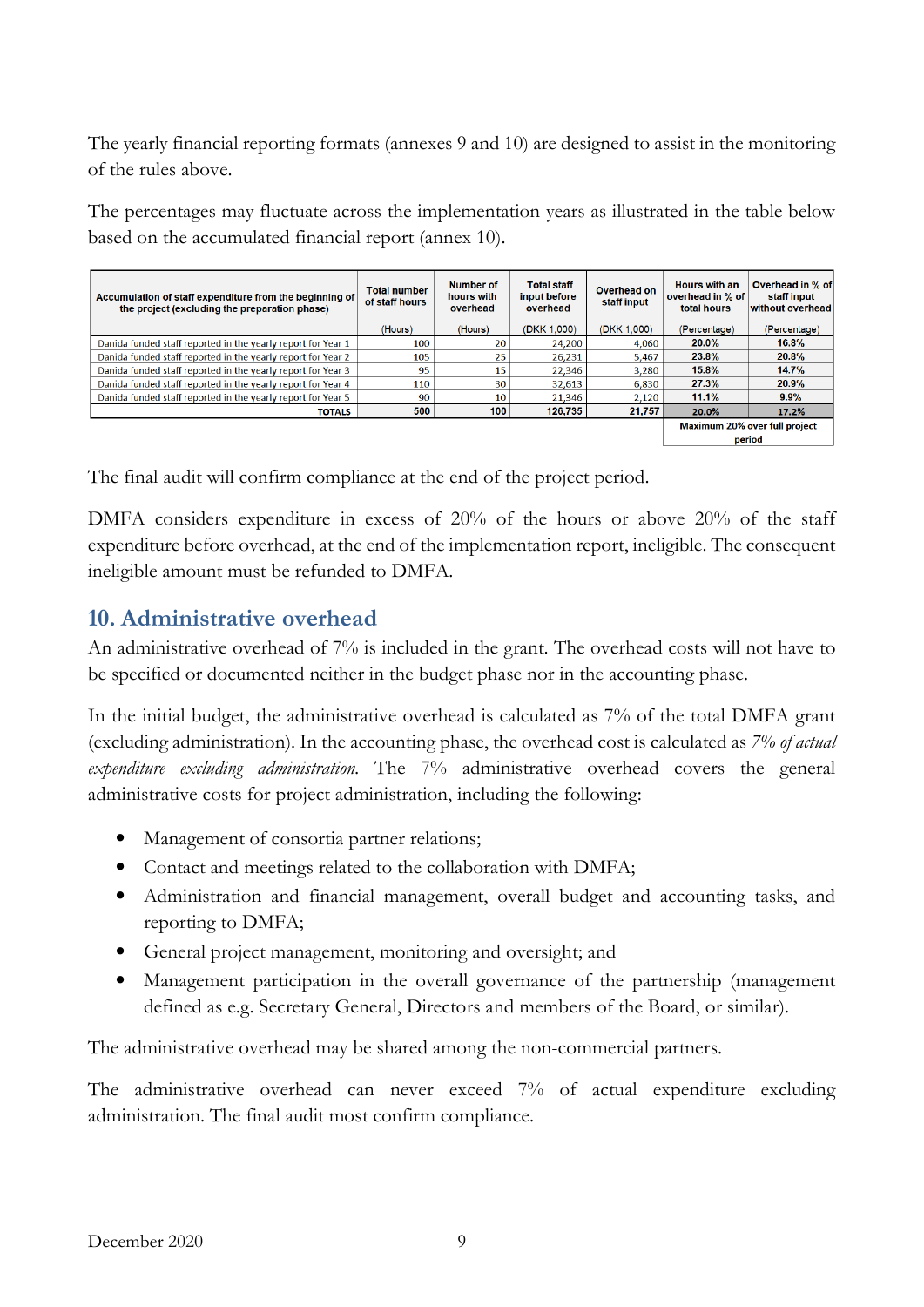The yearly financial reporting formats (annexes 9 and 10) are designed to assist in the monitoring of the rules above.

The percentages may fluctuate across the implementation years as illustrated in the table below based on the accumulated financial report (annex 10).

| Accumulation of staff expenditure from the beginning of the project (excluding the preparation phase) | Total number of staff hours | Number of hours with overhead | Total staff input before overhead | Overhead on staff input | Hours with an overhead in % of total hours | Overhead in % of staff input without overhead |
|---|---|---|---|---|---|---|
| | (Hours) | (Hours) | (DKK 1,000) | (DKK 1,000) | (Percentage) | (Percentage) |
| Danida funded staff reported in the yearly report for Year 1 | 100 | 20 | 24,200 | 4,060 | **20.0%** | **16.8%** |
| Danida funded staff reported in the yearly report for Year 2 | 105 | 25 | 26,231 | 5,467 | **23.8%** | **20.8%** |
| Danida funded staff reported in the yearly report for Year 3 | 95 | 15 | 22,346 | 3,280 | **15.8%** | **14.7%** |
| Danida funded staff reported in the yearly report for Year 4 | 110 | 30 | 32,613 | 6,830 | **27.3%** | **20.9%** |
| Danida funded staff reported in the yearly report for Year 5 | 90 | 10 | 21,346 | 2,120 | **11.1%** | **9.9%** |
| **TOTALS** | **500** | **100** | **126,735** | **21,757** | **20.0%** | **17.2%** |
| | | | | | **Maximum 20% over full project period** | |

The final audit will confirm compliance at the end of the project period.

DMFA considers expenditure in excess of 20% of the hours or above 20% of the staff expenditure before overhead, at the end of the implementation report, ineligible. The consequent ineligible amount must be refunded to DMFA.

## 10. Administrative overhead

An administrative overhead of 7% is included in the grant. The overhead costs will not have to be specified or documented neither in the budget phase nor in the accounting phase.

In the initial budget, the administrative overhead is calculated as 7% of the total DMFA grant (excluding administration). In the accounting phase, the overhead cost is calculated as *7% of actual expenditure excluding administration.* The 7% administrative overhead covers the general administrative costs for project administration, including the following:

- Management of consortia partner relations;
- Contact and meetings related to the collaboration with DMFA;
- Administration and financial management, overall budget and accounting tasks, and reporting to DMFA;
- General project management, monitoring and oversight; and
- Management participation in the overall governance of the partnership (management defined as e.g. Secretary General, Directors and members of the Board, or similar).

The administrative overhead may be shared among the non-commercial partners.

The administrative overhead can never exceed 7% of actual expenditure excluding administration. The final audit most confirm compliance.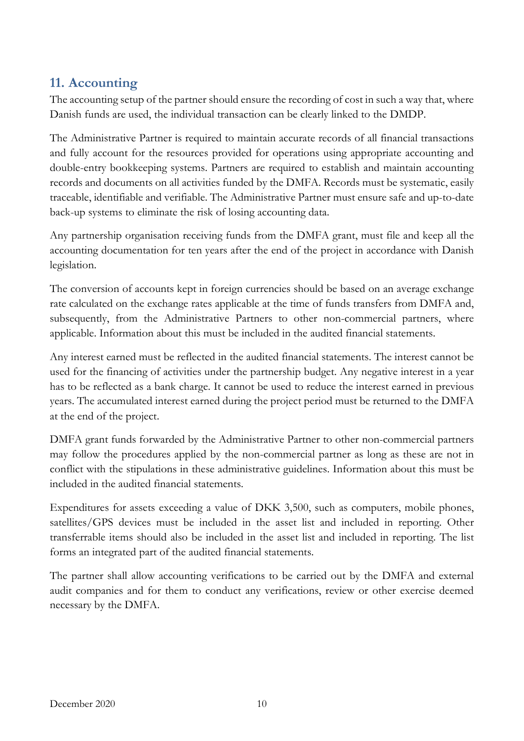## 11. Accounting

The accounting setup of the partner should ensure the recording of cost in such a way that, where Danish funds are used, the individual transaction can be clearly linked to the DMDP.

The Administrative Partner is required to maintain accurate records of all financial transactions and fully account for the resources provided for operations using appropriate accounting and double-entry bookkeeping systems. Partners are required to establish and maintain accounting records and documents on all activities funded by the DMFA. Records must be systematic, easily traceable, identifiable and verifiable. The Administrative Partner must ensure safe and up-to-date back-up systems to eliminate the risk of losing accounting data.

Any partnership organisation receiving funds from the DMFA grant, must file and keep all the accounting documentation for ten years after the end of the project in accordance with Danish legislation.

The conversion of accounts kept in foreign currencies should be based on an average exchange rate calculated on the exchange rates applicable at the time of funds transfers from DMFA and, subsequently, from the Administrative Partners to other non-commercial partners, where applicable. Information about this must be included in the audited financial statements.

Any interest earned must be reflected in the audited financial statements. The interest cannot be used for the financing of activities under the partnership budget. Any negative interest in a year has to be reflected as a bank charge. It cannot be used to reduce the interest earned in previous years. The accumulated interest earned during the project period must be returned to the DMFA at the end of the project.

DMFA grant funds forwarded by the Administrative Partner to other non-commercial partners may follow the procedures applied by the non-commercial partner as long as these are not in conflict with the stipulations in these administrative guidelines. Information about this must be included in the audited financial statements.

Expenditures for assets exceeding a value of DKK 3,500, such as computers, mobile phones, satellites/GPS devices must be included in the asset list and included in reporting. Other transferrable items should also be included in the asset list and included in reporting. The list forms an integrated part of the audited financial statements.

The partner shall allow accounting verifications to be carried out by the DMFA and external audit companies and for them to conduct any verifications, review or other exercise deemed necessary by the DMFA.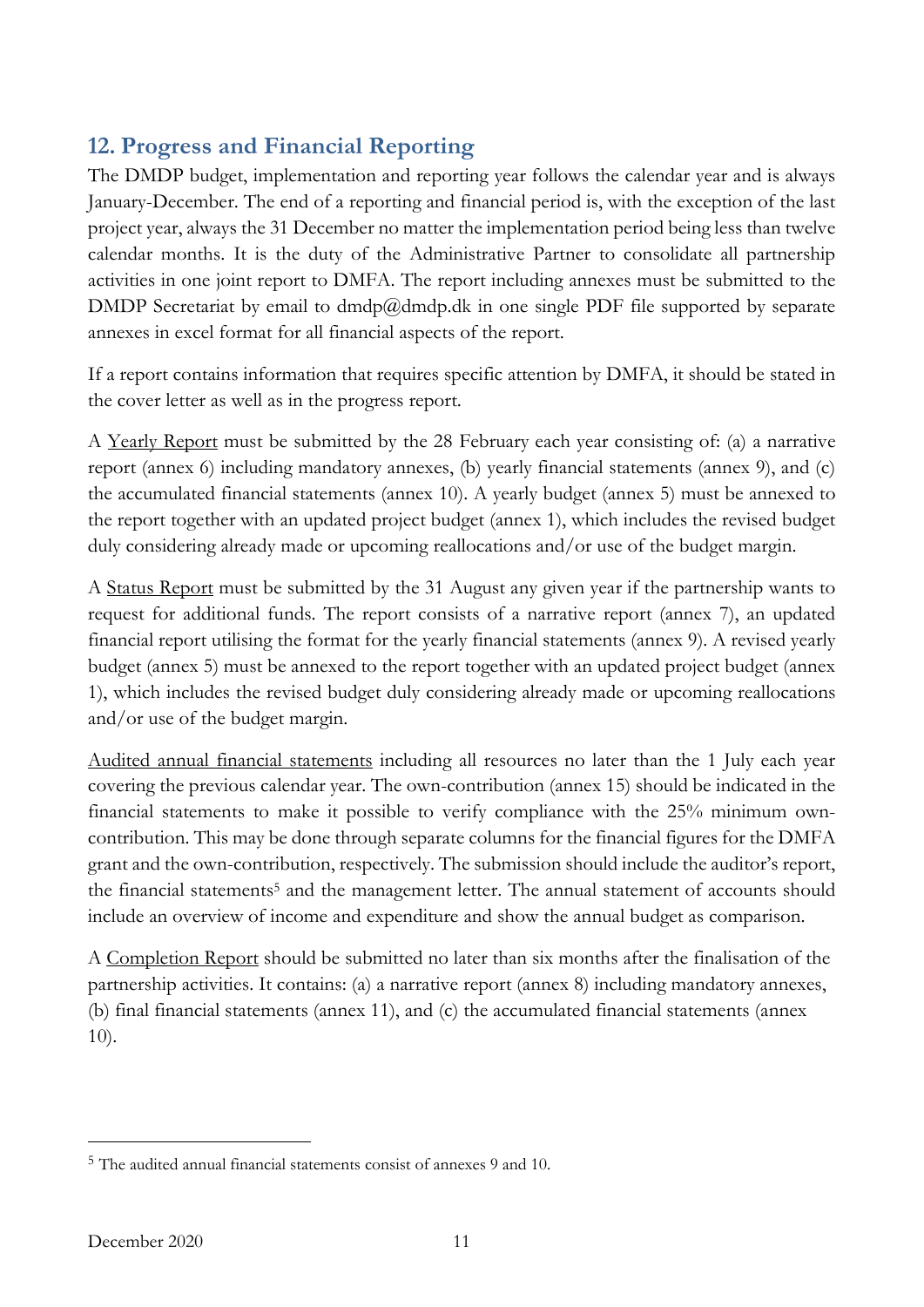## 12. Progress and Financial Reporting

The DMDP budget, implementation and reporting year follows the calendar year and is always January-December. The end of a reporting and financial period is, with the exception of the last project year, always the 31 December no matter the implementation period being less than twelve calendar months. It is the duty of the Administrative Partner to consolidate all partnership activities in one joint report to DMFA. The report including annexes must be submitted to the DMDP Secretariat by email to dmdp@dmdp.dk in one single PDF file supported by separate annexes in excel format for all financial aspects of the report.

If a report contains information that requires specific attention by DMFA, it should be stated in the cover letter as well as in the progress report.

A <u>Yearly Report</u> must be submitted by the 28 February each year consisting of: (a) a narrative report (annex 6) including mandatory annexes, (b) yearly financial statements (annex 9), and (c) the accumulated financial statements (annex 10). A yearly budget (annex 5) must be annexed to the report together with an updated project budget (annex 1), which includes the revised budget duly considering already made or upcoming reallocations and/or use of the budget margin.

A <u>Status Report</u> must be submitted by the 31 August any given year if the partnership wants to request for additional funds. The report consists of a narrative report (annex 7), an updated financial report utilising the format for the yearly financial statements (annex 9). A revised yearly budget (annex 5) must be annexed to the report together with an updated project budget (annex 1), which includes the revised budget duly considering already made or upcoming reallocations and/or use of the budget margin.

<u>Audited annual financial statements</u> including all resources no later than the 1 July each year covering the previous calendar year. The own-contribution (annex 15) should be indicated in the financial statements to make it possible to verify compliance with the 25% minimum own-contribution. This may be done through separate columns for the financial figures for the DMFA grant and the own-contribution, respectively. The submission should include the auditor's report, the financial statements[5] and the management letter. The annual statement of accounts should include an overview of income and expenditure and show the annual budget as comparison.

A <u>Completion Report</u> should be submitted no later than six months after the finalisation of the partnership activities. It contains: (a) a narrative report (annex 8) including mandatory annexes, (b) final financial statements (annex 11), and (c) the accumulated financial statements (annex 10).

---

[5] The audited annual financial statements consist of annexes 9 and 10.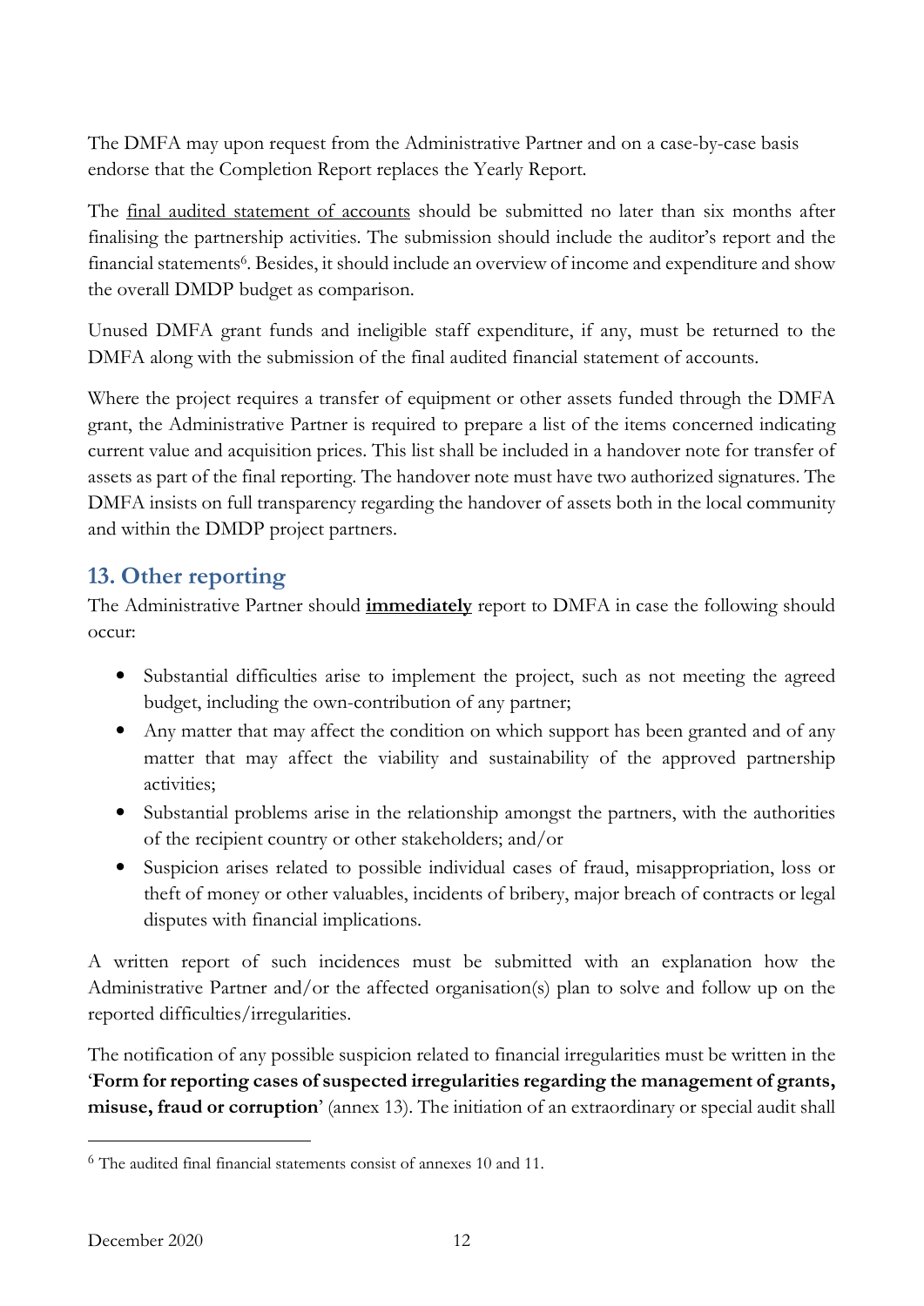The DMFA may upon request from the Administrative Partner and on a case-by-case basis endorse that the Completion Report replaces the Yearly Report.

The final audited statement of accounts should be submitted no later than six months after finalising the partnership activities. The submission should include the auditor's report and the financial statements[6]. Besides, it should include an overview of income and expenditure and show the overall DMDP budget as comparison.

Unused DMFA grant funds and ineligible staff expenditure, if any, must be returned to the DMFA along with the submission of the final audited financial statement of accounts.

Where the project requires a transfer of equipment or other assets funded through the DMFA grant, the Administrative Partner is required to prepare a list of the items concerned indicating current value and acquisition prices. This list shall be included in a handover note for transfer of assets as part of the final reporting. The handover note must have two authorized signatures. The DMFA insists on full transparency regarding the handover of assets both in the local community and within the DMDP project partners.

## 13. Other reporting

The Administrative Partner should **immediately** report to DMFA in case the following should occur:

- Substantial difficulties arise to implement the project, such as not meeting the agreed budget, including the own-contribution of any partner;
- Any matter that may affect the condition on which support has been granted and of any matter that may affect the viability and sustainability of the approved partnership activities;
- Substantial problems arise in the relationship amongst the partners, with the authorities of the recipient country or other stakeholders; and/or
- Suspicion arises related to possible individual cases of fraud, misappropriation, loss or theft of money or other valuables, incidents of bribery, major breach of contracts or legal disputes with financial implications.

A written report of such incidences must be submitted with an explanation how the Administrative Partner and/or the affected organisation(s) plan to solve and follow up on the reported difficulties/irregularities.

The notification of any possible suspicion related to financial irregularities must be written in the '**Form for reporting cases of suspected irregularities regarding the management of grants, misuse, fraud or corruption**' (annex 13). The initiation of an extraordinary or special audit shall

[6] The audited final financial statements consist of annexes 10 and 11.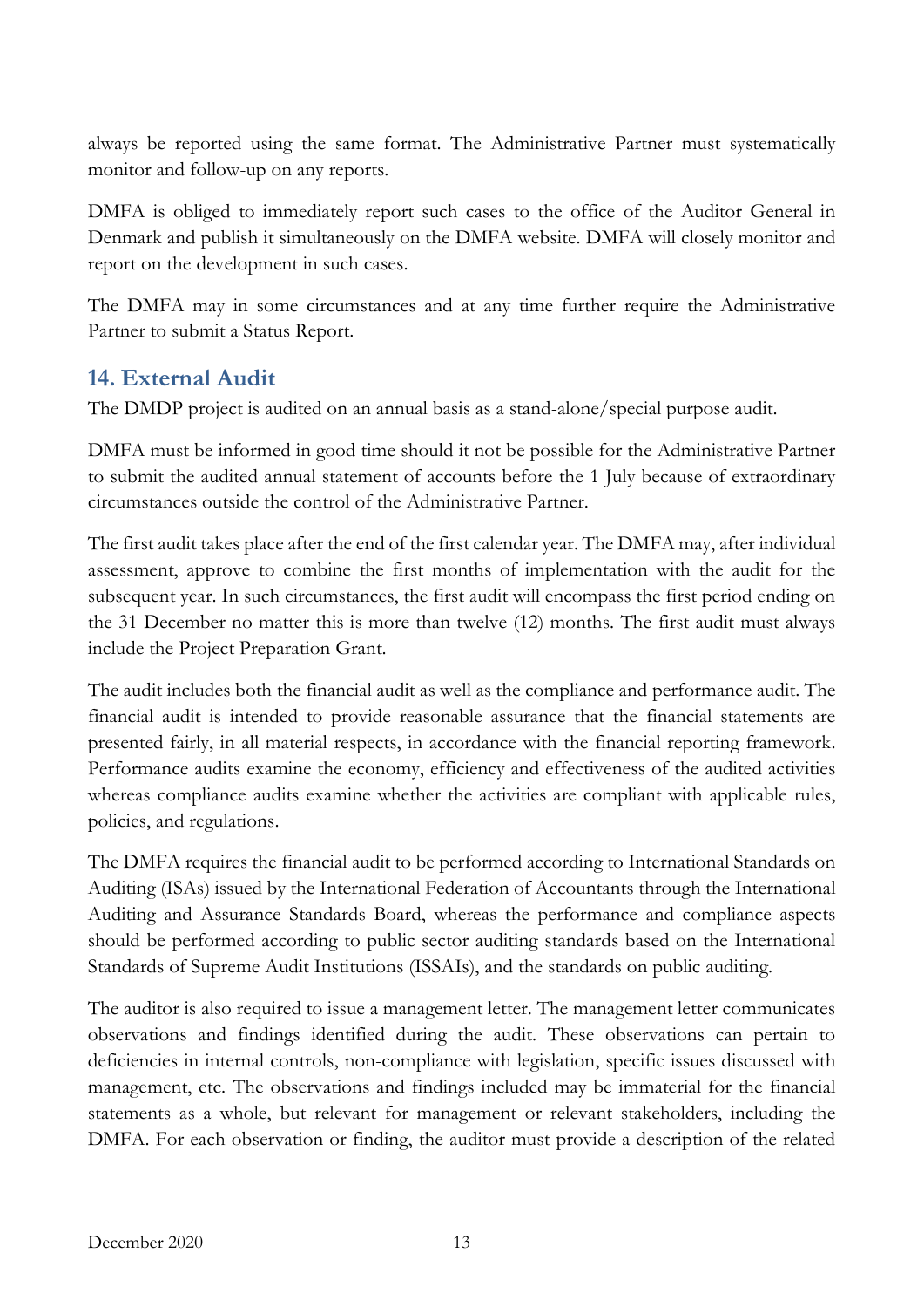always be reported using the same format. The Administrative Partner must systematically monitor and follow-up on any reports.

DMFA is obliged to immediately report such cases to the office of the Auditor General in Denmark and publish it simultaneously on the DMFA website. DMFA will closely monitor and report on the development in such cases.

The DMFA may in some circumstances and at any time further require the Administrative Partner to submit a Status Report.

## 14. External Audit

The DMDP project is audited on an annual basis as a stand-alone/special purpose audit.

DMFA must be informed in good time should it not be possible for the Administrative Partner to submit the audited annual statement of accounts before the 1 July because of extraordinary circumstances outside the control of the Administrative Partner.

The first audit takes place after the end of the first calendar year. The DMFA may, after individual assessment, approve to combine the first months of implementation with the audit for the subsequent year. In such circumstances, the first audit will encompass the first period ending on the 31 December no matter this is more than twelve (12) months. The first audit must always include the Project Preparation Grant.

The audit includes both the financial audit as well as the compliance and performance audit. The financial audit is intended to provide reasonable assurance that the financial statements are presented fairly, in all material respects, in accordance with the financial reporting framework. Performance audits examine the economy, efficiency and effectiveness of the audited activities whereas compliance audits examine whether the activities are compliant with applicable rules, policies, and regulations.

The DMFA requires the financial audit to be performed according to International Standards on Auditing (ISAs) issued by the International Federation of Accountants through the International Auditing and Assurance Standards Board, whereas the performance and compliance aspects should be performed according to public sector auditing standards based on the International Standards of Supreme Audit Institutions (ISSAIs), and the standards on public auditing.

The auditor is also required to issue a management letter. The management letter communicates observations and findings identified during the audit. These observations can pertain to deficiencies in internal controls, non-compliance with legislation, specific issues discussed with management, etc. The observations and findings included may be immaterial for the financial statements as a whole, but relevant for management or relevant stakeholders, including the DMFA. For each observation or finding, the auditor must provide a description of the related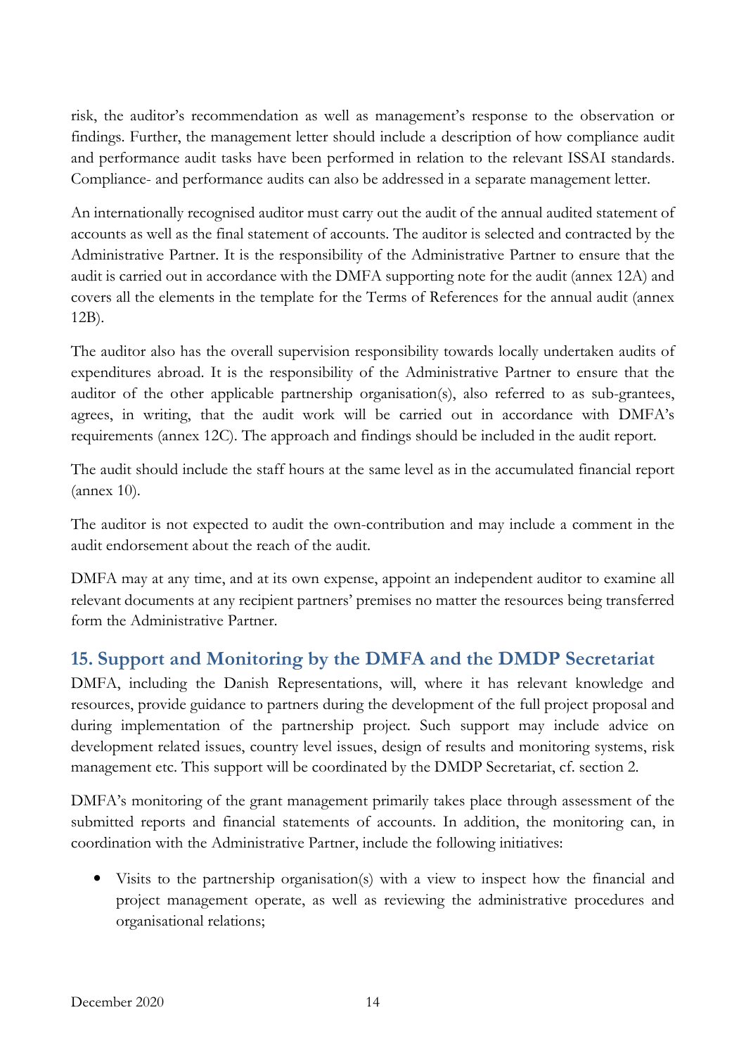risk, the auditor's recommendation as well as management's response to the observation or findings. Further, the management letter should include a description of how compliance audit and performance audit tasks have been performed in relation to the relevant ISSAI standards. Compliance- and performance audits can also be addressed in a separate management letter.

An internationally recognised auditor must carry out the audit of the annual audited statement of accounts as well as the final statement of accounts. The auditor is selected and contracted by the Administrative Partner. It is the responsibility of the Administrative Partner to ensure that the audit is carried out in accordance with the DMFA supporting note for the audit (annex 12A) and covers all the elements in the template for the Terms of References for the annual audit (annex 12B).

The auditor also has the overall supervision responsibility towards locally undertaken audits of expenditures abroad. It is the responsibility of the Administrative Partner to ensure that the auditor of the other applicable partnership organisation(s), also referred to as sub-grantees, agrees, in writing, that the audit work will be carried out in accordance with DMFA's requirements (annex 12C). The approach and findings should be included in the audit report.

The audit should include the staff hours at the same level as in the accumulated financial report (annex 10).

The auditor is not expected to audit the own-contribution and may include a comment in the audit endorsement about the reach of the audit.

DMFA may at any time, and at its own expense, appoint an independent auditor to examine all relevant documents at any recipient partners' premises no matter the resources being transferred form the Administrative Partner.

## 15. Support and Monitoring by the DMFA and the DMDP Secretariat

DMFA, including the Danish Representations, will, where it has relevant knowledge and resources, provide guidance to partners during the development of the full project proposal and during implementation of the partnership project. Such support may include advice on development related issues, country level issues, design of results and monitoring systems, risk management etc. This support will be coordinated by the DMDP Secretariat, cf. section 2.

DMFA's monitoring of the grant management primarily takes place through assessment of the submitted reports and financial statements of accounts. In addition, the monitoring can, in coordination with the Administrative Partner, include the following initiatives:

- Visits to the partnership organisation(s) with a view to inspect how the financial and project management operate, as well as reviewing the administrative procedures and organisational relations;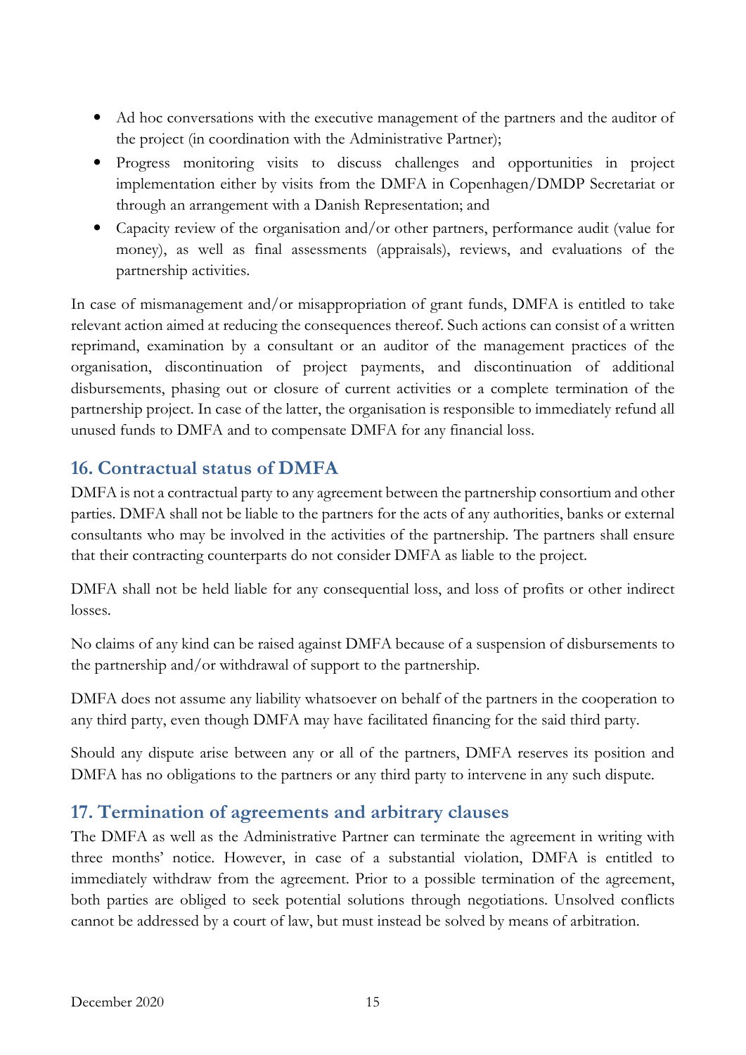- Ad hoc conversations with the executive management of the partners and the auditor of the project (in coordination with the Administrative Partner);
- Progress monitoring visits to discuss challenges and opportunities in project implementation either by visits from the DMFA in Copenhagen/DMDP Secretariat or through an arrangement with a Danish Representation; and
- Capacity review of the organisation and/or other partners, performance audit (value for money), as well as final assessments (appraisals), reviews, and evaluations of the partnership activities.

In case of mismanagement and/or misappropriation of grant funds, DMFA is entitled to take relevant action aimed at reducing the consequences thereof. Such actions can consist of a written reprimand, examination by a consultant or an auditor of the management practices of the organisation, discontinuation of project payments, and discontinuation of additional disbursements, phasing out or closure of current activities or a complete termination of the partnership project. In case of the latter, the organisation is responsible to immediately refund all unused funds to DMFA and to compensate DMFA for any financial loss.

## 16. Contractual status of DMFA

DMFA is not a contractual party to any agreement between the partnership consortium and other parties. DMFA shall not be liable to the partners for the acts of any authorities, banks or external consultants who may be involved in the activities of the partnership. The partners shall ensure that their contracting counterparts do not consider DMFA as liable to the project.

DMFA shall not be held liable for any consequential loss, and loss of profits or other indirect losses.

No claims of any kind can be raised against DMFA because of a suspension of disbursements to the partnership and/or withdrawal of support to the partnership.

DMFA does not assume any liability whatsoever on behalf of the partners in the cooperation to any third party, even though DMFA may have facilitated financing for the said third party.

Should any dispute arise between any or all of the partners, DMFA reserves its position and DMFA has no obligations to the partners or any third party to intervene in any such dispute.

## 17. Termination of agreements and arbitrary clauses

The DMFA as well as the Administrative Partner can terminate the agreement in writing with three months' notice. However, in case of a substantial violation, DMFA is entitled to immediately withdraw from the agreement. Prior to a possible termination of the agreement, both parties are obliged to seek potential solutions through negotiations. Unsolved conflicts cannot be addressed by a court of law, but must instead be solved by means of arbitration.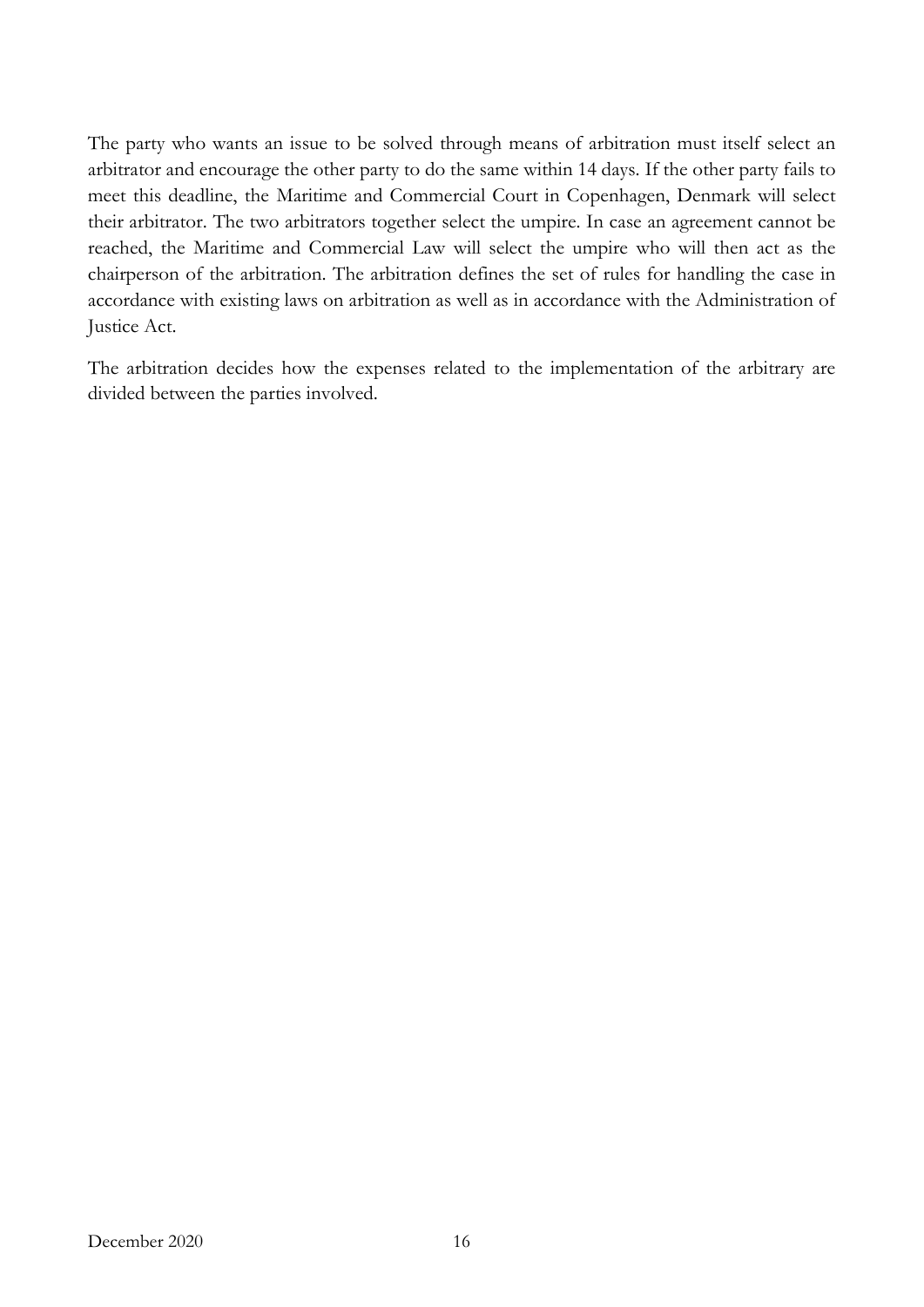The party who wants an issue to be solved through means of arbitration must itself select an arbitrator and encourage the other party to do the same within 14 days. If the other party fails to meet this deadline, the Maritime and Commercial Court in Copenhagen, Denmark will select their arbitrator. The two arbitrators together select the umpire. In case an agreement cannot be reached, the Maritime and Commercial Law will select the umpire who will then act as the chairperson of the arbitration. The arbitration defines the set of rules for handling the case in accordance with existing laws on arbitration as well as in accordance with the Administration of Justice Act.

The arbitration decides how the expenses related to the implementation of the arbitrary are divided between the parties involved.